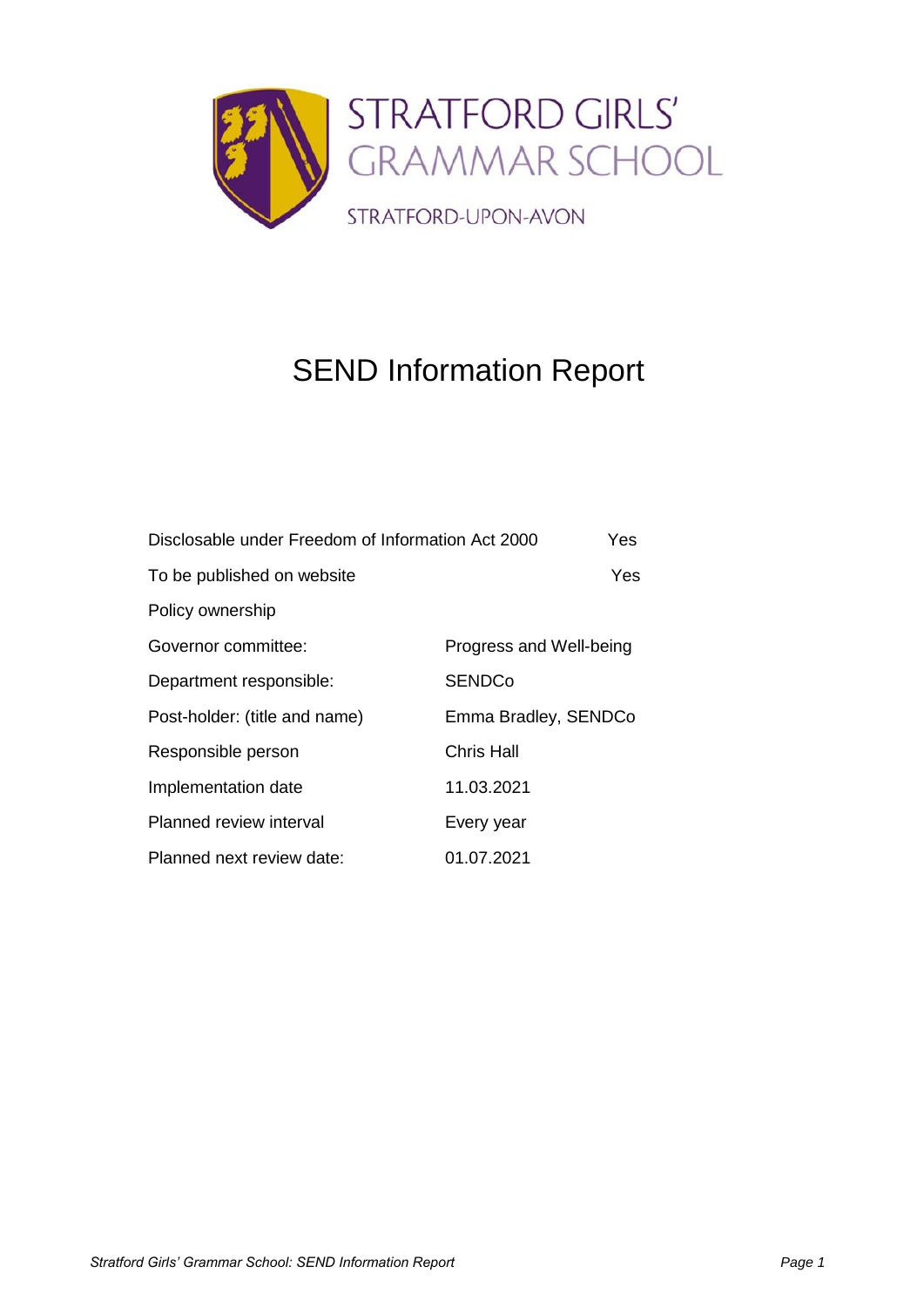STRATFORD GIRLS' GRAMMAR SCHOOL

STRATFORD-UPON-AVON

# SEND Information Report

| | |
|---|---|
| Disclosable under Freedom of Information Act 2000 | Yes |
| To be published on website | Yes |
| Policy ownership | |
| Governor committee: | Progress and Well-being |
| Department responsible: | SENDCo |
| Post-holder: (title and name) | Emma Bradley, SENDCo |
| Responsible person | Chris Hall |
| Implementation date | 11.03.2021 |
| Planned review interval | Every year |
| Planned next review date: | 01.07.2021 |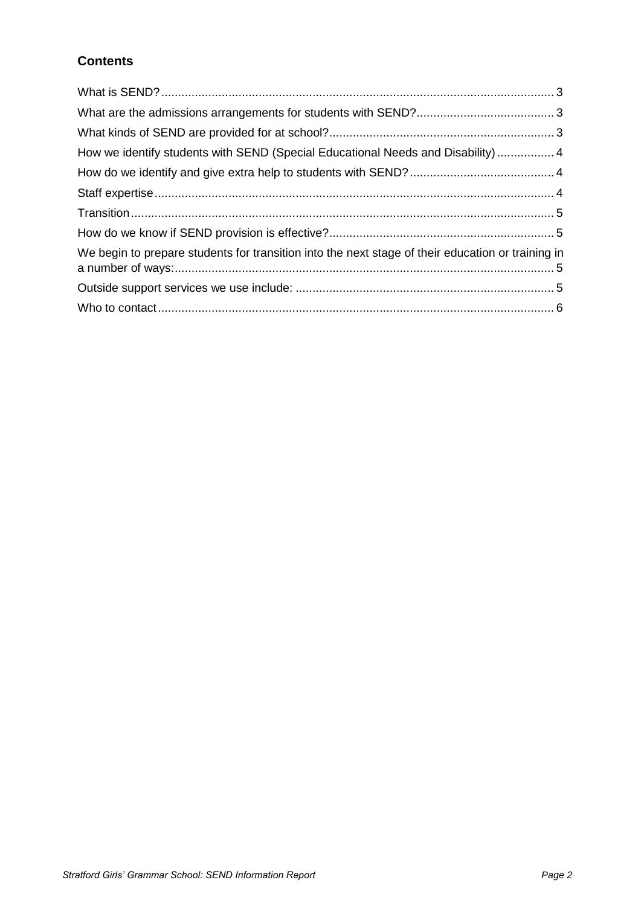## Contents

- What is SEND? 3
- What are the admissions arrangements for students with SEND? 3
- What kinds of SEND are provided for at school? 3
- How we identify students with SEND (Special Educational Needs and Disability) 4
- How do we identify and give extra help to students with SEND? 4
- Staff expertise 4
- Transition 5
- How do we know if SEND provision is effective? 5
- We begin to prepare students for transition into the next stage of their education or training in a number of ways: 5
- Outside support services we use include: 5
- Who to contact 6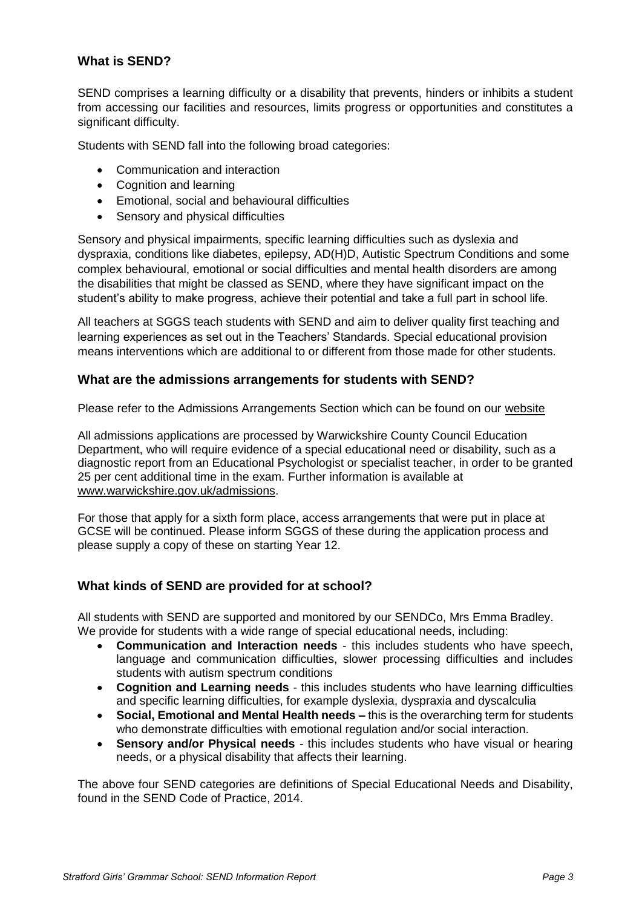## What is SEND?

SEND comprises a learning difficulty or a disability that prevents, hinders or inhibits a student from accessing our facilities and resources, limits progress or opportunities and constitutes a significant difficulty.

Students with SEND fall into the following broad categories:

- Communication and interaction
- Cognition and learning
- Emotional, social and behavioural difficulties
- Sensory and physical difficulties

Sensory and physical impairments, specific learning difficulties such as dyslexia and dyspraxia, conditions like diabetes, epilepsy, AD(H)D, Autistic Spectrum Conditions and some complex behavioural, emotional or social difficulties and mental health disorders are among the disabilities that might be classed as SEND, where they have significant impact on the student's ability to make progress, achieve their potential and take a full part in school life.

All teachers at SGGS teach students with SEND and aim to deliver quality first teaching and learning experiences as set out in the Teachers' Standards. Special educational provision means interventions which are additional to or different from those made for other students.

## What are the admissions arrangements for students with SEND?

Please refer to the Admissions Arrangements Section which can be found on our website

All admissions applications are processed by Warwickshire County Council Education Department, who will require evidence of a special educational need or disability, such as a diagnostic report from an Educational Psychologist or specialist teacher, in order to be granted 25 per cent additional time in the exam. Further information is available at www.warwickshire.gov.uk/admissions.

For those that apply for a sixth form place, access arrangements that were put in place at GCSE will be continued. Please inform SGGS of these during the application process and please supply a copy of these on starting Year 12.

## What kinds of SEND are provided for at school?

All students with SEND are supported and monitored by our SENDCo, Mrs Emma Bradley. We provide for students with a wide range of special educational needs, including:

- **Communication and Interaction needs** - this includes students who have speech, language and communication difficulties, slower processing difficulties and includes students with autism spectrum conditions
- **Cognition and Learning needs** - this includes students who have learning difficulties and specific learning difficulties, for example dyslexia, dyspraxia and dyscalculia
- **Social, Emotional and Mental Health needs –** this is the overarching term for students who demonstrate difficulties with emotional regulation and/or social interaction.
- **Sensory and/or Physical needs** - this includes students who have visual or hearing needs, or a physical disability that affects their learning.

The above four SEND categories are definitions of Special Educational Needs and Disability, found in the SEND Code of Practice, 2014.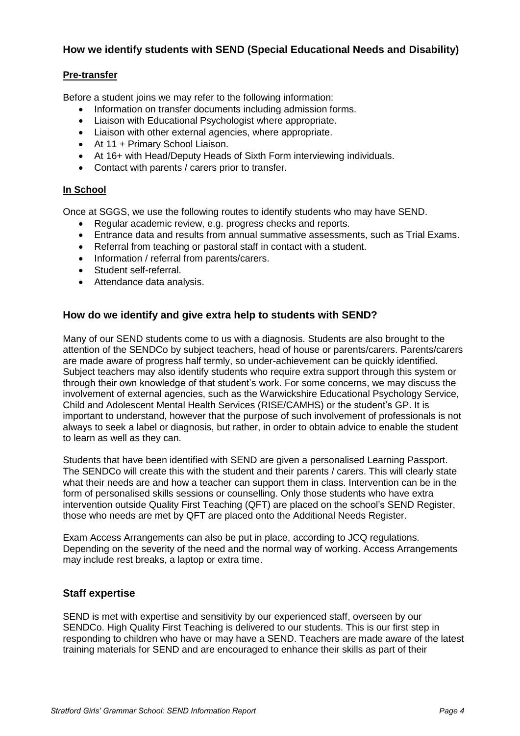## How we identify students with SEND (Special Educational Needs and Disability)

### Pre-transfer

Before a student joins we may refer to the following information:

- Information on transfer documents including admission forms.
- Liaison with Educational Psychologist where appropriate.
- Liaison with other external agencies, where appropriate.
- At 11 + Primary School Liaison.
- At 16+ with Head/Deputy Heads of Sixth Form interviewing individuals.
- Contact with parents / carers prior to transfer.

### In School

Once at SGGS, we use the following routes to identify students who may have SEND.

- Regular academic review, e.g. progress checks and reports.
- Entrance data and results from annual summative assessments, such as Trial Exams.
- Referral from teaching or pastoral staff in contact with a student.
- Information / referral from parents/carers.
- Student self-referral.
- Attendance data analysis.

## How do we identify and give extra help to students with SEND?

Many of our SEND students come to us with a diagnosis. Students are also brought to the attention of the SENDCo by subject teachers, head of house or parents/carers. Parents/carers are made aware of progress half termly, so under-achievement can be quickly identified. Subject teachers may also identify students who require extra support through this system or through their own knowledge of that student's work. For some concerns, we may discuss the involvement of external agencies, such as the Warwickshire Educational Psychology Service, Child and Adolescent Mental Health Services (RISE/CAMHS) or the student's GP. It is important to understand, however that the purpose of such involvement of professionals is not always to seek a label or diagnosis, but rather, in order to obtain advice to enable the student to learn as well as they can.

Students that have been identified with SEND are given a personalised Learning Passport. The SENDCo will create this with the student and their parents / carers. This will clearly state what their needs are and how a teacher can support them in class. Intervention can be in the form of personalised skills sessions or counselling. Only those students who have extra intervention outside Quality First Teaching (QFT) are placed on the school's SEND Register, those who needs are met by QFT are placed onto the Additional Needs Register.

Exam Access Arrangements can also be put in place, according to JCQ regulations. Depending on the severity of the need and the normal way of working. Access Arrangements may include rest breaks, a laptop or extra time.

## Staff expertise

SEND is met with expertise and sensitivity by our experienced staff, overseen by our SENDCo. High Quality First Teaching is delivered to our students. This is our first step in responding to children who have or may have a SEND. Teachers are made aware of the latest training materials for SEND and are encouraged to enhance their skills as part of their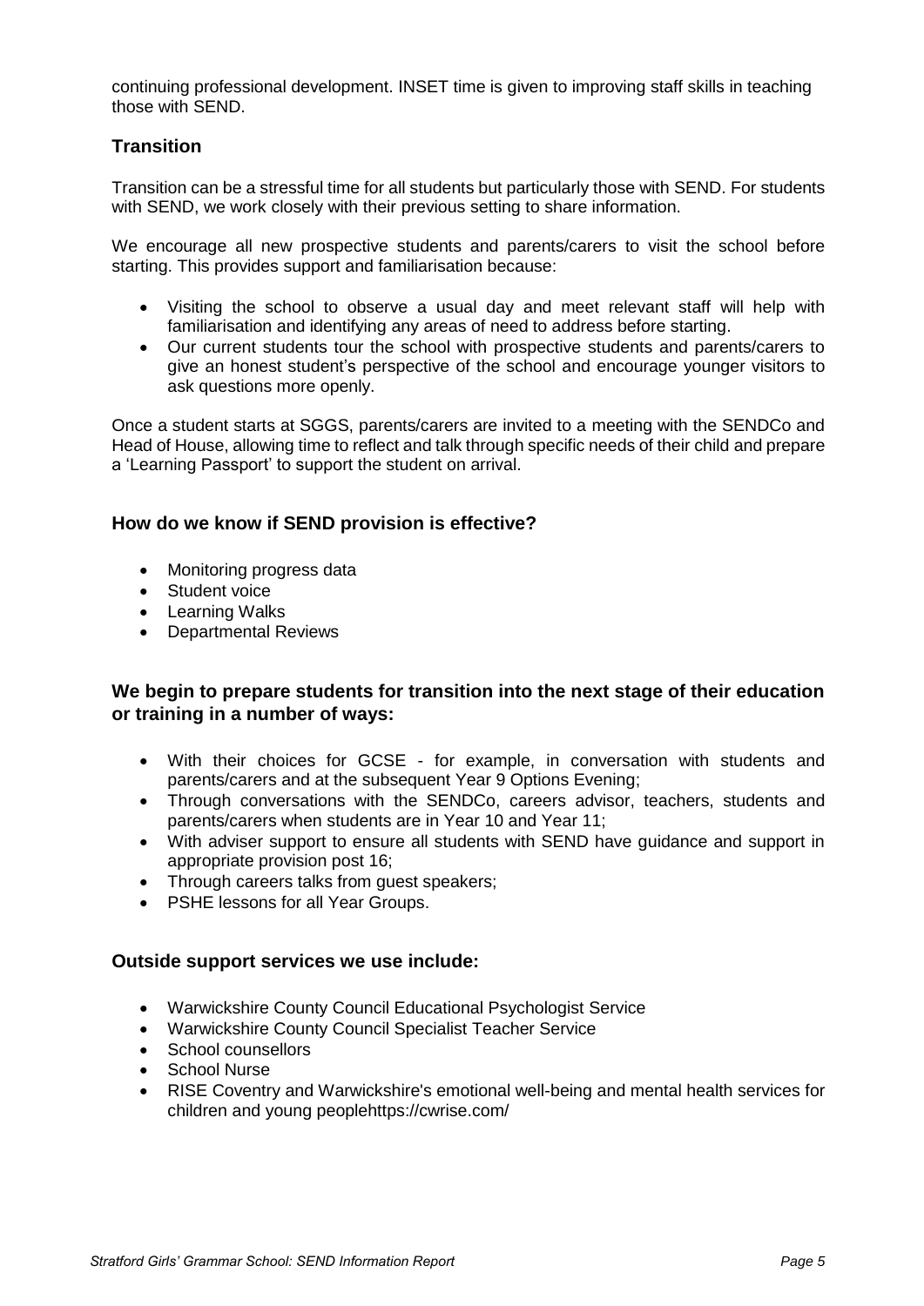continuing professional development. INSET time is given to improving staff skills in teaching those with SEND.

## Transition

Transition can be a stressful time for all students but particularly those with SEND. For students with SEND, we work closely with their previous setting to share information.

We encourage all new prospective students and parents/carers to visit the school before starting. This provides support and familiarisation because:

- Visiting the school to observe a usual day and meet relevant staff will help with familiarisation and identifying any areas of need to address before starting.
- Our current students tour the school with prospective students and parents/carers to give an honest student's perspective of the school and encourage younger visitors to ask questions more openly.

Once a student starts at SGGS, parents/carers are invited to a meeting with the SENDCo and Head of House, allowing time to reflect and talk through specific needs of their child and prepare a 'Learning Passport' to support the student on arrival.

## How do we know if SEND provision is effective?

- Monitoring progress data
- Student voice
- Learning Walks
- Departmental Reviews

## We begin to prepare students for transition into the next stage of their education or training in a number of ways:

- With their choices for GCSE - for example, in conversation with students and parents/carers and at the subsequent Year 9 Options Evening;
- Through conversations with the SENDCo, careers advisor, teachers, students and parents/carers when students are in Year 10 and Year 11;
- With adviser support to ensure all students with SEND have guidance and support in appropriate provision post 16;
- Through careers talks from guest speakers;
- PSHE lessons for all Year Groups.

## Outside support services we use include:

- Warwickshire County Council Educational Psychologist Service
- Warwickshire County Council Specialist Teacher Service
- School counsellors
- School Nurse
- RISE Coventry and Warwickshire's emotional well-being and mental health services for children and young peoplehttps://cwrise.com/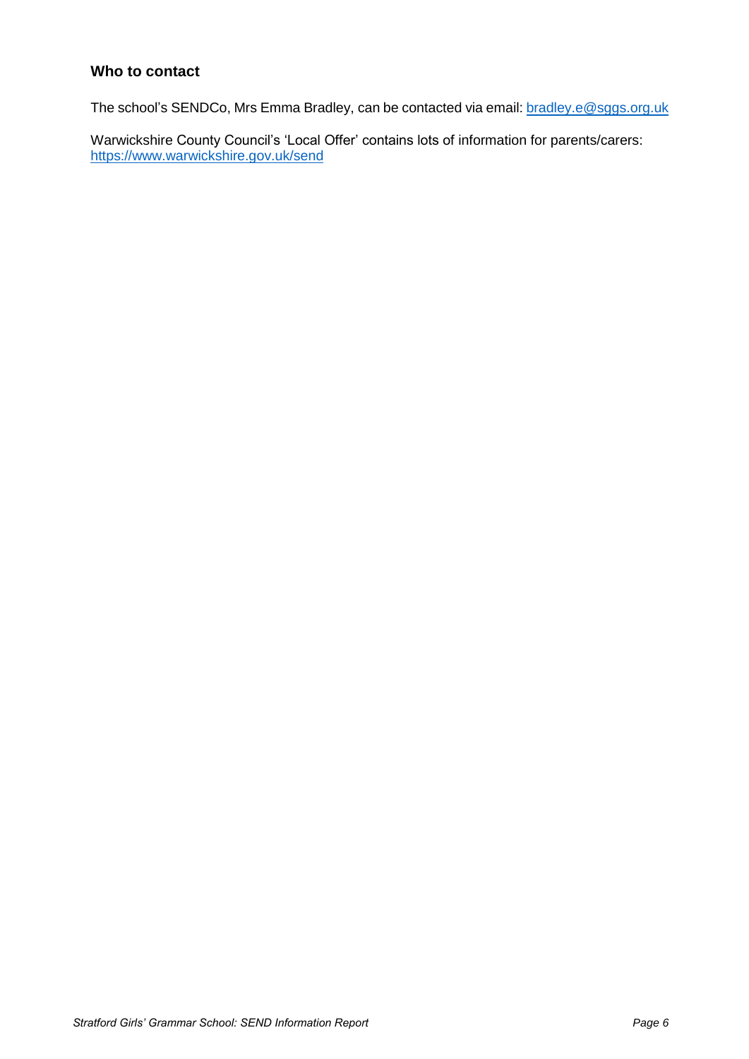## Who to contact

The school's SENDCo, Mrs Emma Bradley, can be contacted via email: [bradley.e@sggs.org.uk](mailto:bradley.e@sggs.org.uk)

Warwickshire County Council's 'Local Offer' contains lots of information for parents/carers: [https://www.warwickshire.gov.uk/send](https://www.warwickshire.gov.uk/send)